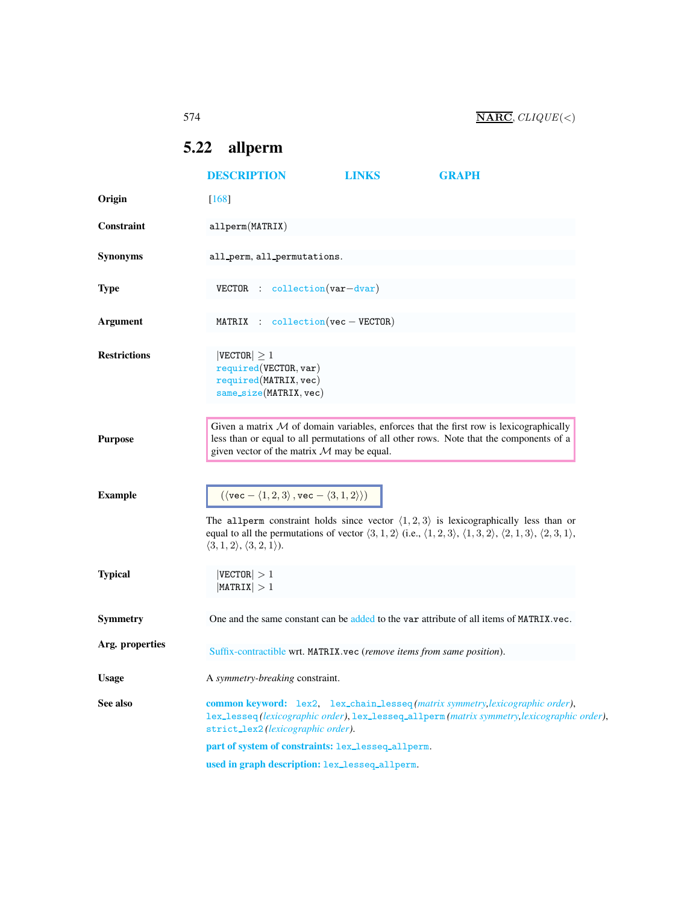## 5.22 allperm

DESCRIPTION LINKS GRAPH

**Origin** [168]

**Constraint** `allperm(MATRIX)`

**Synonyms** `all_perm`, `all_permutations`.

**Type** `VECTOR : collection(var−dvar)`

**Argument** `MATRIX : collection(vec − VECTOR)`

**Restrictions**
$|\text{VECTOR}| \geq 1$
`required(VECTOR, var)`
`required(MATRIX, vec)`
`same_size(MATRIX, vec)`

**Purpose** Given a matrix $\mathcal{M}$ of domain variables, enforces that the first row is lexicographically less than or equal to all permutations of all other rows. Note that the components of a given vector of the matrix $\mathcal{M}$ may be equal.

**Example** $(\langle \texttt{vec} - \langle 1, 2, 3\rangle, \texttt{vec} - \langle 3, 1, 2\rangle\rangle)$

The `allperm` constraint holds since vector $\langle 1, 2, 3\rangle$ is lexicographically less than or equal to all the permutations of vector $\langle 3, 1, 2\rangle$ (i.e., $\langle 1, 2, 3\rangle$, $\langle 1, 3, 2\rangle$, $\langle 2, 1, 3\rangle$, $\langle 2, 3, 1\rangle$, $\langle 3, 1, 2\rangle$, $\langle 3, 2, 1\rangle$).

**Typical**
$|\text{VECTOR}| > 1$
$|\text{MATRIX}| > 1$

**Symmetry** One and the same constant can be added to the `var` attribute of all items of `MATRIX.vec`.

**Arg. properties** Suffix-contractible wrt. `MATRIX.vec` (*remove items from same position*).

**Usage** A *symmetry-breaking* constraint.

**See also** **common keyword:** `lex2`, `lex_chain_lesseq` (*matrix symmetry, lexicographic order*), `lex_lesseq` (*lexicographic order*), `lex_lesseq_allperm` (*matrix symmetry, lexicographic order*), `strict_lex2` (*lexicographic order*).

**part of system of constraints:** `lex_lesseq_allperm`.

**used in graph description:** `lex_lesseq_allperm`.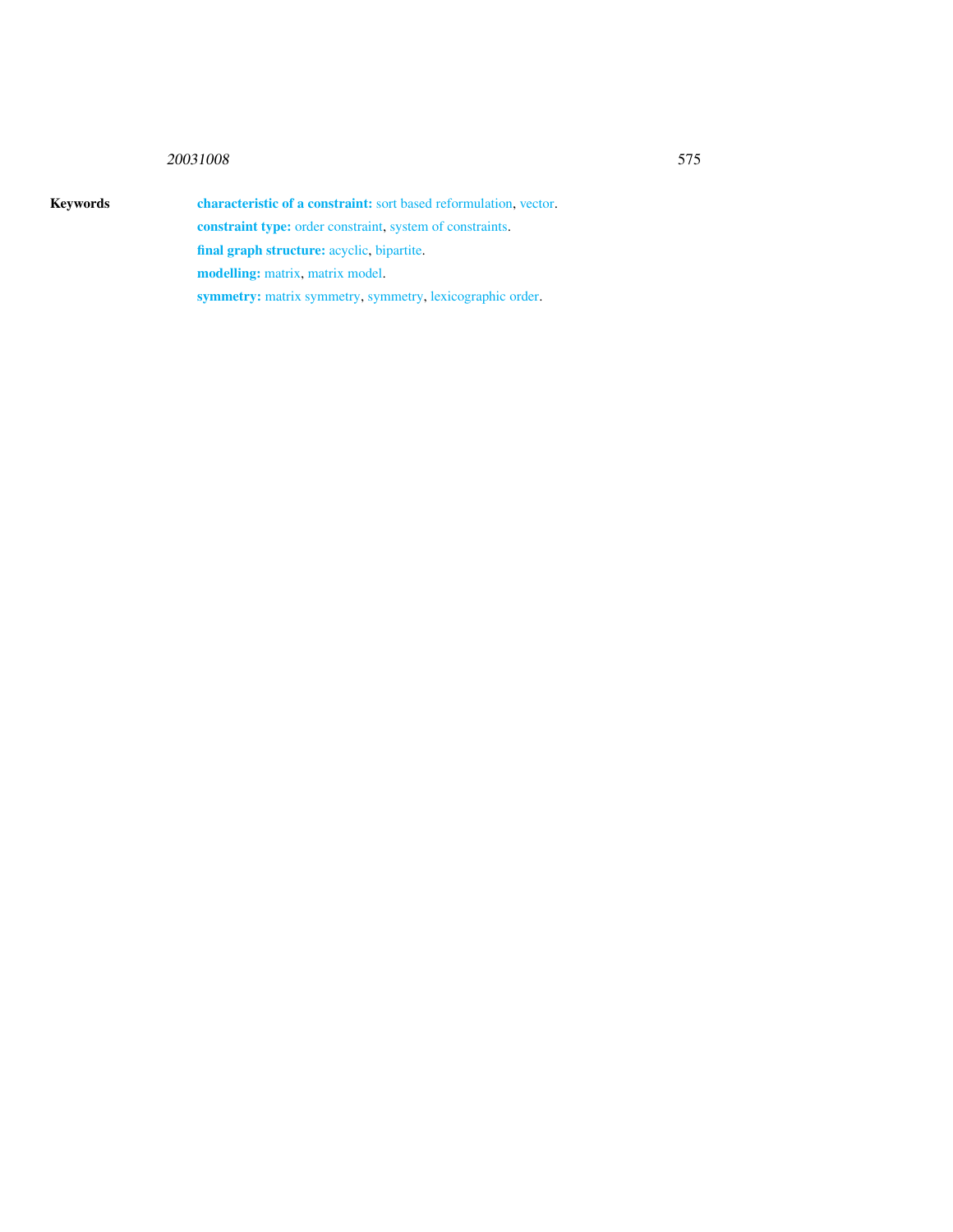**Keywords**

**characteristic of a constraint:** sort based reformulation, vector.

**constraint type:** order constraint, system of constraints.

**final graph structure:** acyclic, bipartite.

**modelling:** matrix, matrix model.

**symmetry:** matrix symmetry, symmetry, lexicographic order.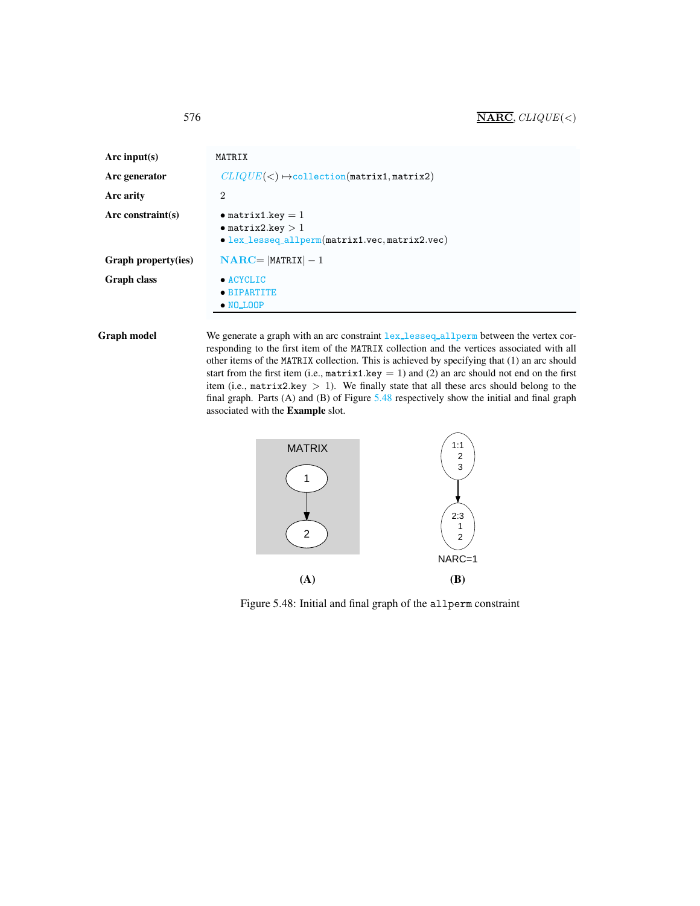| | |
|---|---|
| **Arc input(s)** | MATRIX |
| **Arc generator** | *CLIQUE*($<$) $\mapsto$collection(matrix1, matrix2) |
| **Arc arity** | 2 |
| **Arc constraint(s)** | • matrix1.key $= 1$<br>• matrix2.key $> 1$<br>• lex_lesseq_allperm(matrix1.vec, matrix2.vec) |
| **Graph property(ies)** | **NARC**$= \vert$MATRIX$\vert - 1$ |
| **Graph class** | • ACYCLIC<br>• BIPARTITE<br>• NO_LOOP |

**Graph model**

We generate a graph with an arc constraint lex_lesseq_allperm between the vertex corresponding to the first item of the MATRIX collection and the vertices associated with all other items of the MATRIX collection. This is achieved by specifying that (1) an arc should start from the first item (i.e., matrix1.key $= 1$) and (2) an arc should not end on the first item (i.e., matrix2.key $> 1$). We finally state that all these arcs should belong to the final graph. Parts (A) and (B) of Figure 5.48 respectively show the initial and final graph associated with the **Example** slot.

Figure 5.48: Initial and final graph of the allperm constraint